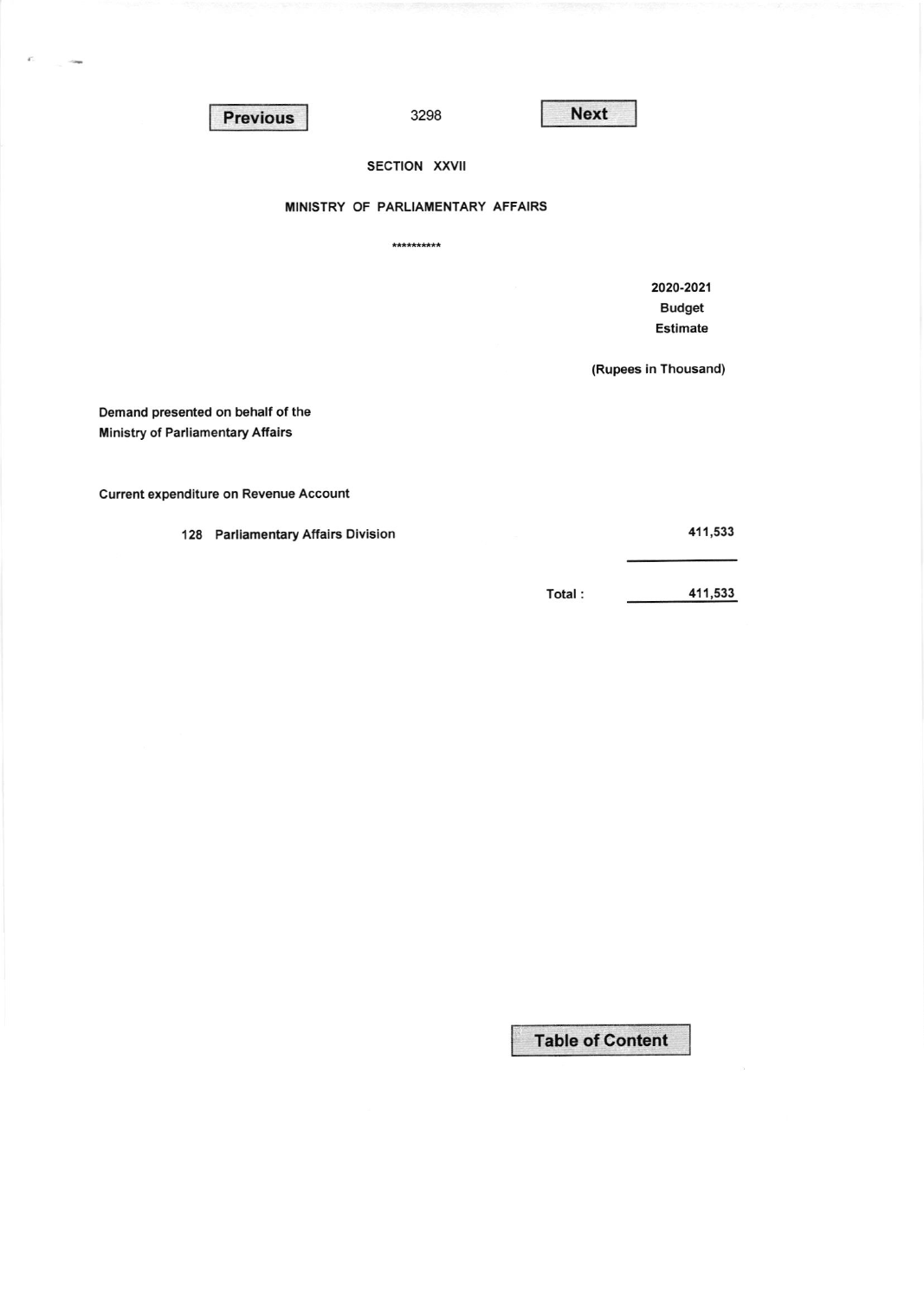## SECTION XXVII

## MINISTRY OF PARLIAMENTARY AFFAIRS

**********

| | 2020-2021 Budget Estimate |
|---|---|
| | (Rupees in Thousand) |
| **Demand presented on behalf of the Ministry of Parliamentary Affairs** | |
| **Current expenditure on Revenue Account** | |
| 128 Parliamentary Affairs Division | 411,533 |
| Total : | 411,533 |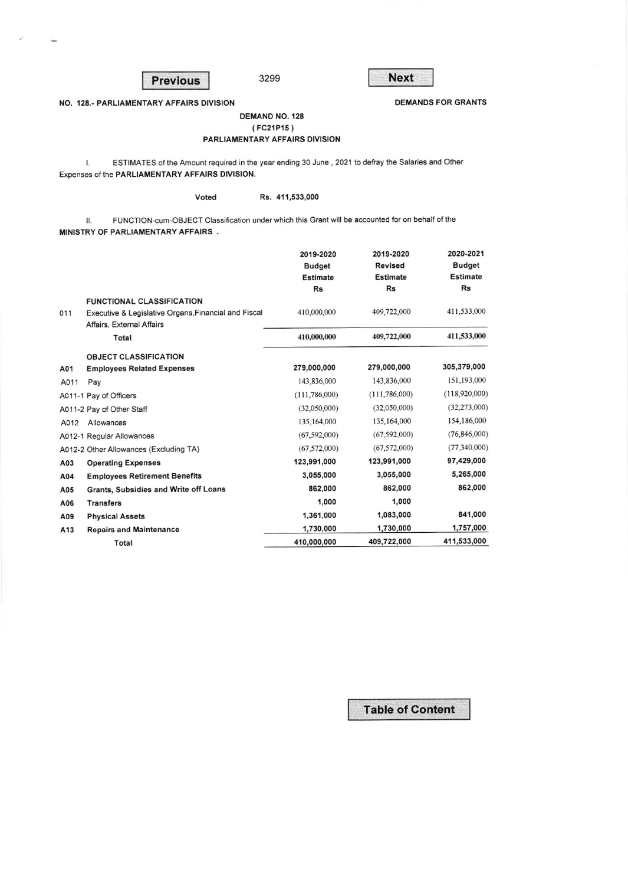NO. 128.- PARLIAMENTARY AFFAIRS DIVISION — DEMANDS FOR GRANTS

## DEMAND NO. 128
## ( FC21P15 )
## PARLIAMENTARY AFFAIRS DIVISION

I. ESTIMATES of the Amount required in the year ending 30 June , 2021 to defray the Salaries and Other Expenses of the **PARLIAMENTARY AFFAIRS DIVISION.**

Voted Rs. 411,533,000

II. FUNCTION-cum-OBJECT Classification under which this Grant will be accounted for on behalf of the **MINISTRY OF PARLIAMENTARY AFFAIRS .**

| | | 2019-2020 Budget Estimate Rs | 2019-2020 Revised Estimate Rs | 2020-2021 Budget Estimate Rs |
|---|---|---|---|---|
| | **FUNCTIONAL CLASSIFICATION** | | | |
| 011 | Executive & Legislative Organs,Financial and Fiscal Affairs, External Affairs | 410,000,000 | 409,722,000 | 411,533,000 |
| | **Total** | **410,000,000** | **409,722,000** | **411,533,000** |
| | **OBJECT CLASSIFICATION** | | | |
| **A01** | **Employees Related Expenses** | **279,000,000** | **279,000,000** | **305,379,000** |
| A011 | Pay | 143,836,000 | 143,836,000 | 151,193,000 |
| A011-1 | Pay of Officers | (111,786,000) | (111,786,000) | (118,920,000) |
| A011-2 | Pay of Other Staff | (32,050,000) | (32,050,000) | (32,273,000) |
| A012 | Allowances | 135,164,000 | 135,164,000 | 154,186,000 |
| A012-1 | Regular Allowances | (67,592,000) | (67,592,000) | (76,846,000) |
| A012-2 | Other Allowances (Excluding TA) | (67,572,000) | (67,572,000) | (77,340,000) |
| **A03** | **Operating Expenses** | **123,991,000** | **123,991,000** | **97,429,000** |
| **A04** | **Employees Retirement Benefits** | **3,055,000** | **3,055,000** | **5,265,000** |
| **A05** | **Grants, Subsidies and Write off Loans** | **862,000** | **862,000** | **862,000** |
| **A06** | **Transfers** | **1,000** | **1,000** | |
| **A09** | **Physical Assets** | **1,361,000** | **1,083,000** | **841,000** |
| **A13** | **Repairs and Maintenance** | **1,730,000** | **1,730,000** | **1,757,000** |
| | **Total** | **410,000,000** | **409,722,000** | **411,533,000** |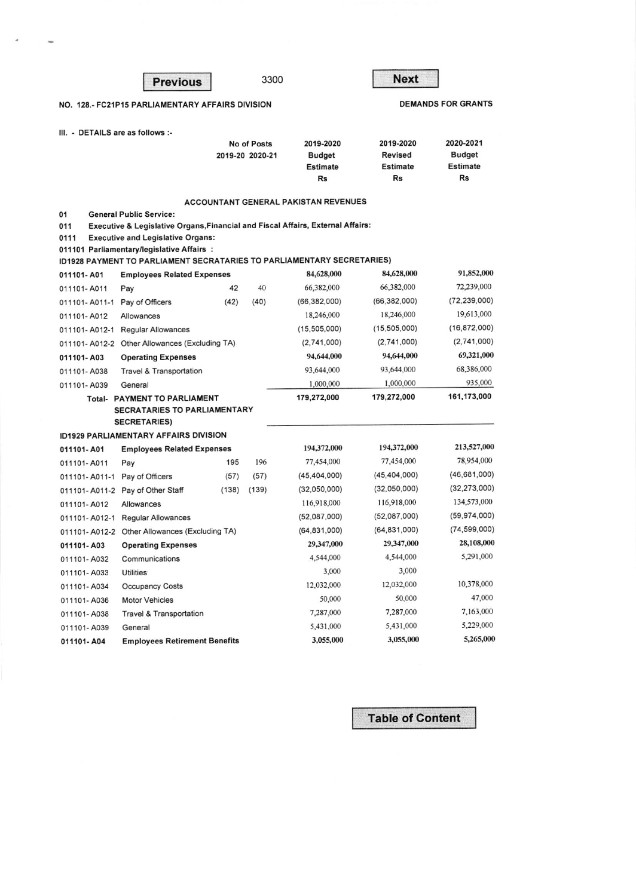NO. 128.- FC21P15 PARLIAMENTARY AFFAIRS DIVISION

DEMANDS FOR GRANTS

III. - DETAILS are as follows :-

| | | No of Posts 2019-20 | No of Posts 2020-21 | 2019-2020 Budget Estimate Rs | 2019-2020 Revised Estimate Rs | 2020-2021 Budget Estimate Rs |
|---|---|---|---|---|---|---|
| | **ACCOUNTANT GENERAL PAKISTAN REVENUES** | | | | | |
| **01** | **General Public Service:** | | | | | |
| **011** | **Executive & Legislative Organs,Financial and Fiscal Affairs, External Affairs:** | | | | | |
| **0111** | **Executive and Legislative Organs:** | | | | | |
| **011101** | **Parliamentary/legislative Affairs :** | | | | | |
| **ID1928** | **PAYMENT TO PARLIAMENT SECRATARIES TO PARLIAMENTARY SECRETARIES)** | | | | | |
| **011101- A01** | **Employees Related Expenses** | | | **84,628,000** | **84,628,000** | **91,852,000** |
| 011101- A011 | Pay | 42 | 40 | 66,382,000 | 66,382,000 | 72,239,000 |
| 011101- A011-1 | Pay of Officers | (42) | (40) | (66,382,000) | (66,382,000) | (72,239,000) |
| 011101- A012 | Allowances | | | 18,246,000 | 18,246,000 | 19,613,000 |
| 011101- A012-1 | Regular Allowances | | | (15,505,000) | (15,505,000) | (16,872,000) |
| 011101- A012-2 | Other Allowances (Excluding TA) | | | (2,741,000) | (2,741,000) | (2,741,000) |
| **011101- A03** | **Operating Expenses** | | | **94,644,000** | **94,644,000** | **69,321,000** |
| 011101- A038 | Travel & Transportation | | | 93,644,000 | 93,644,000 | 68,386,000 |
| 011101- A039 | General | | | 1,000,000 | 1,000,000 | 935,000 |
| | **Total- PAYMENT TO PARLIAMENT SECRATARIES TO PARLIAMENTARY SECRETARIES)** | | | **179,272,000** | **179,272,000** | **161,173,000** |
| **ID1929** | **PARLIAMENTARY AFFAIRS DIVISION** | | | | | |
| **011101- A01** | **Employees Related Expenses** | | | **194,372,000** | **194,372,000** | **213,527,000** |
| 011101- A011 | Pay | 195 | 196 | 77,454,000 | 77,454,000 | 78,954,000 |
| 011101- A011-1 | Pay of Officers | (57) | (57) | (45,404,000) | (45,404,000) | (46,681,000) |
| 011101- A011-2 | Pay of Other Staff | (138) | (139) | (32,050,000) | (32,050,000) | (32,273,000) |
| 011101- A012 | Allowances | | | 116,918,000 | 116,918,000 | 134,573,000 |
| 011101- A012-1 | Regular Allowances | | | (52,087,000) | (52,087,000) | (59,974,000) |
| 011101- A012-2 | Other Allowances (Excluding TA) | | | (64,831,000) | (64,831,000) | (74,599,000) |
| **011101- A03** | **Operating Expenses** | | | **29,347,000** | **29,347,000** | **28,108,000** |
| 011101- A032 | Communications | | | 4,544,000 | 4,544,000 | 5,291,000 |
| 011101- A033 | Utilities | | | 3,000 | 3,000 | |
| 011101- A034 | Occupancy Costs | | | 12,032,000 | 12,032,000 | 10,378,000 |
| 011101- A036 | Motor Vehicles | | | 50,000 | 50,000 | 47,000 |
| 011101- A038 | Travel & Transportation | | | 7,287,000 | 7,287,000 | 7,163,000 |
| 011101- A039 | General | | | 5,431,000 | 5,431,000 | 5,229,000 |
| **011101- A04** | **Employees Retirement Benefits** | | | **3,055,000** | **3,055,000** | **5,265,000** |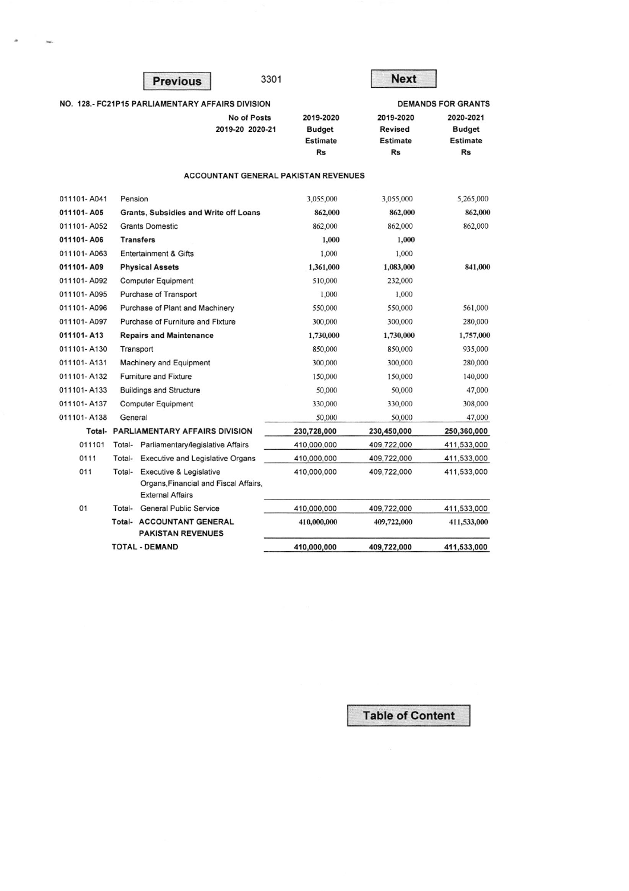NO. 128.- FC21P15 PARLIAMENTARY AFFAIRS DIVISION

DEMANDS FOR GRANTS

| | | No of Posts 2019-20 | No of Posts 2020-21 | 2019-2020 Budget Estimate Rs | 2019-2020 Revised Estimate Rs | 2020-2021 Budget Estimate Rs |
|---|---|---|---|---|---|---|
| | **ACCOUNTANT GENERAL PAKISTAN REVENUES** | | | | | |
| 011101- A041 | Pension | | | 3,055,000 | 3,055,000 | 5,265,000 |
| **011101- A05** | **Grants, Subsidies and Write off Loans** | | | **862,000** | **862,000** | **862,000** |
| 011101- A052 | Grants Domestic | | | 862,000 | 862,000 | 862,000 |
| **011101- A06** | **Transfers** | | | **1,000** | **1,000** | |
| 011101- A063 | Entertainment & Gifts | | | 1,000 | 1,000 | |
| **011101- A09** | **Physical Assets** | | | **1,361,000** | **1,083,000** | **841,000** |
| 011101- A092 | Computer Equipment | | | 510,000 | 232,000 | |
| 011101- A095 | Purchase of Transport | | | 1,000 | 1,000 | |
| 011101- A096 | Purchase of Plant and Machinery | | | 550,000 | 550,000 | 561,000 |
| 011101- A097 | Purchase of Furniture and Fixture | | | 300,000 | 300,000 | 280,000 |
| **011101- A13** | **Repairs and Maintenance** | | | **1,730,000** | **1,730,000** | **1,757,000** |
| 011101- A130 | Transport | | | 850,000 | 850,000 | 935,000 |
| 011101- A131 | Machinery and Equipment | | | 300,000 | 300,000 | 280,000 |
| 011101- A132 | Furniture and Fixture | | | 150,000 | 150,000 | 140,000 |
| 011101- A133 | Buildings and Structure | | | 50,000 | 50,000 | 47,000 |
| 011101- A137 | Computer Equipment | | | 330,000 | 330,000 | 308,000 |
| 011101- A138 | General | | | 50,000 | 50,000 | 47,000 |
| Total- | PARLIAMENTARY AFFAIRS DIVISION | | | 230,728,000 | 230,450,000 | 250,360,000 |
| 011101 | Total- Parliamentary/legislative Affairs | | | 410,000,000 | 409,722,000 | 411,533,000 |
| 0111 | Total- Executive and Legislative Organs | | | 410,000,000 | 409,722,000 | 411,533,000 |
| 011 | Total- Executive & Legislative Organs,Financial and Fiscal Affairs, External Affairs | | | 410,000,000 | 409,722,000 | 411,533,000 |
| 01 | Total- General Public Service | | | 410,000,000 | 409,722,000 | 411,533,000 |
| | **Total- ACCOUNTANT GENERAL PAKISTAN REVENUES** | | | **410,000,000** | **409,722,000** | **411,533,000** |
| | **TOTAL - DEMAND** | | | **410,000,000** | **409,722,000** | **411,533,000** |